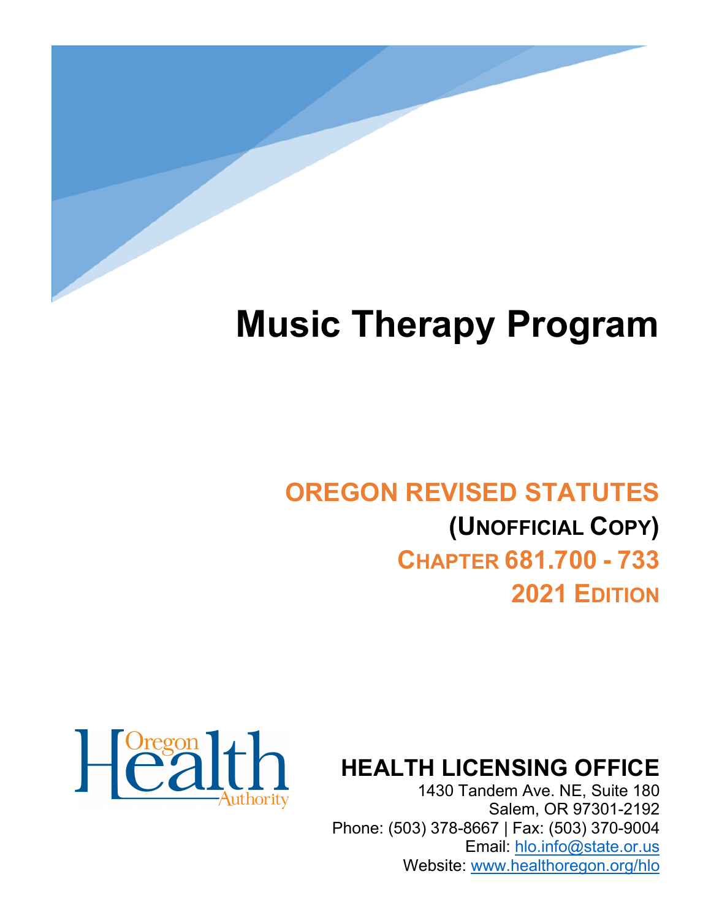# Music Therapy Program

## OREGON REVISED STATUTES

### (UNOFFICIAL COPY)

### CHAPTER 681.700 - 733

### 2021 EDITION

Oregon Health Authority

## HEALTH LICENSING OFFICE

1430 Tandem Ave. NE, Suite 180
Salem, OR 97301-2192
Phone: (503) 378-8667 | Fax: (503) 370-9004
Email: hlo.info@state.or.us
Website: www.healthoregon.org/hlo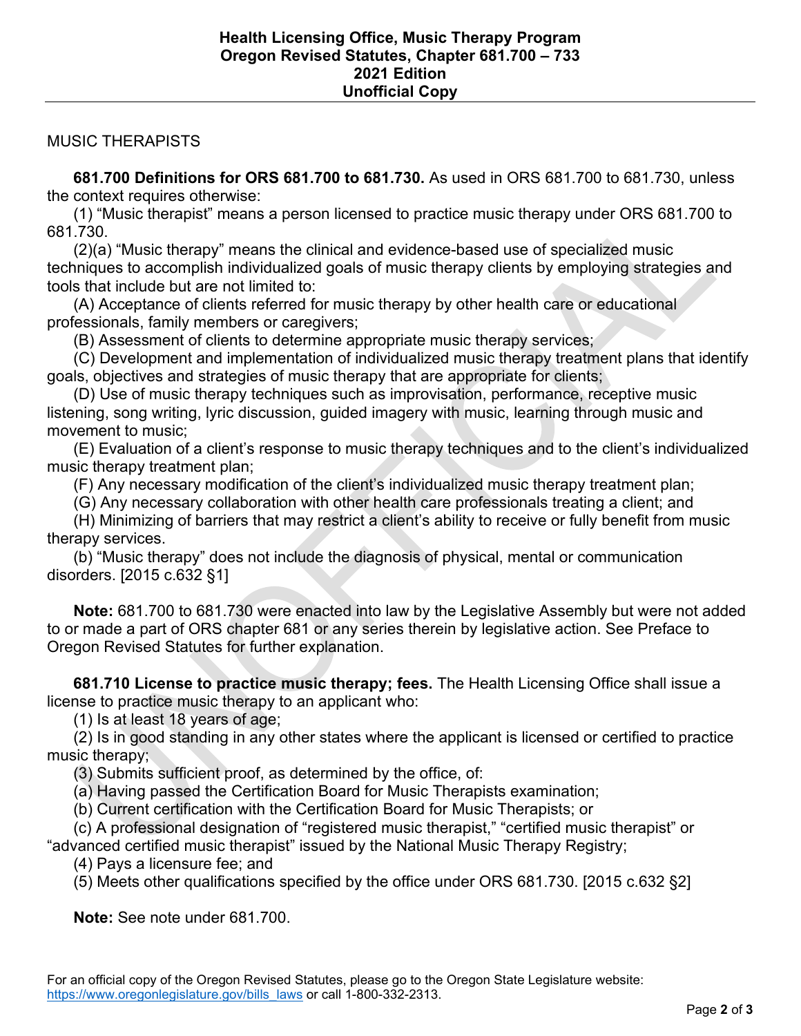MUSIC THERAPISTS

**681.700 Definitions for ORS 681.700 to 681.730.** As used in ORS 681.700 to 681.730, unless the context requires otherwise:

(1) "Music therapist" means a person licensed to practice music therapy under ORS 681.700 to 681.730.

(2)(a) "Music therapy" means the clinical and evidence-based use of specialized music techniques to accomplish individualized goals of music therapy clients by employing strategies and tools that include but are not limited to:

(A) Acceptance of clients referred for music therapy by other health care or educational professionals, family members or caregivers;

(B) Assessment of clients to determine appropriate music therapy services;

(C) Development and implementation of individualized music therapy treatment plans that identify goals, objectives and strategies of music therapy that are appropriate for clients;

(D) Use of music therapy techniques such as improvisation, performance, receptive music listening, song writing, lyric discussion, guided imagery with music, learning through music and movement to music;

(E) Evaluation of a client's response to music therapy techniques and to the client's individualized music therapy treatment plan;

(F) Any necessary modification of the client's individualized music therapy treatment plan;

(G) Any necessary collaboration with other health care professionals treating a client; and

(H) Minimizing of barriers that may restrict a client's ability to receive or fully benefit from music therapy services.

(b) "Music therapy" does not include the diagnosis of physical, mental or communication disorders. [2015 c.632 §1]

**Note:** 681.700 to 681.730 were enacted into law by the Legislative Assembly but were not added to or made a part of ORS chapter 681 or any series therein by legislative action. See Preface to Oregon Revised Statutes for further explanation.

**681.710 License to practice music therapy; fees.** The Health Licensing Office shall issue a license to practice music therapy to an applicant who:

(1) Is at least 18 years of age;

(2) Is in good standing in any other states where the applicant is licensed or certified to practice music therapy;

(3) Submits sufficient proof, as determined by the office, of:

(a) Having passed the Certification Board for Music Therapists examination;

(b) Current certification with the Certification Board for Music Therapists; or

(c) A professional designation of "registered music therapist," "certified music therapist" or "advanced certified music therapist" issued by the National Music Therapy Registry;

(4) Pays a licensure fee; and

(5) Meets other qualifications specified by the office under ORS 681.730. [2015 c.632 §2]

**Note:** See note under 681.700.

For an official copy of the Oregon Revised Statutes, please go to the Oregon State Legislature website: https://www.oregonlegislature.gov/bills_laws or call 1-800-332-2313.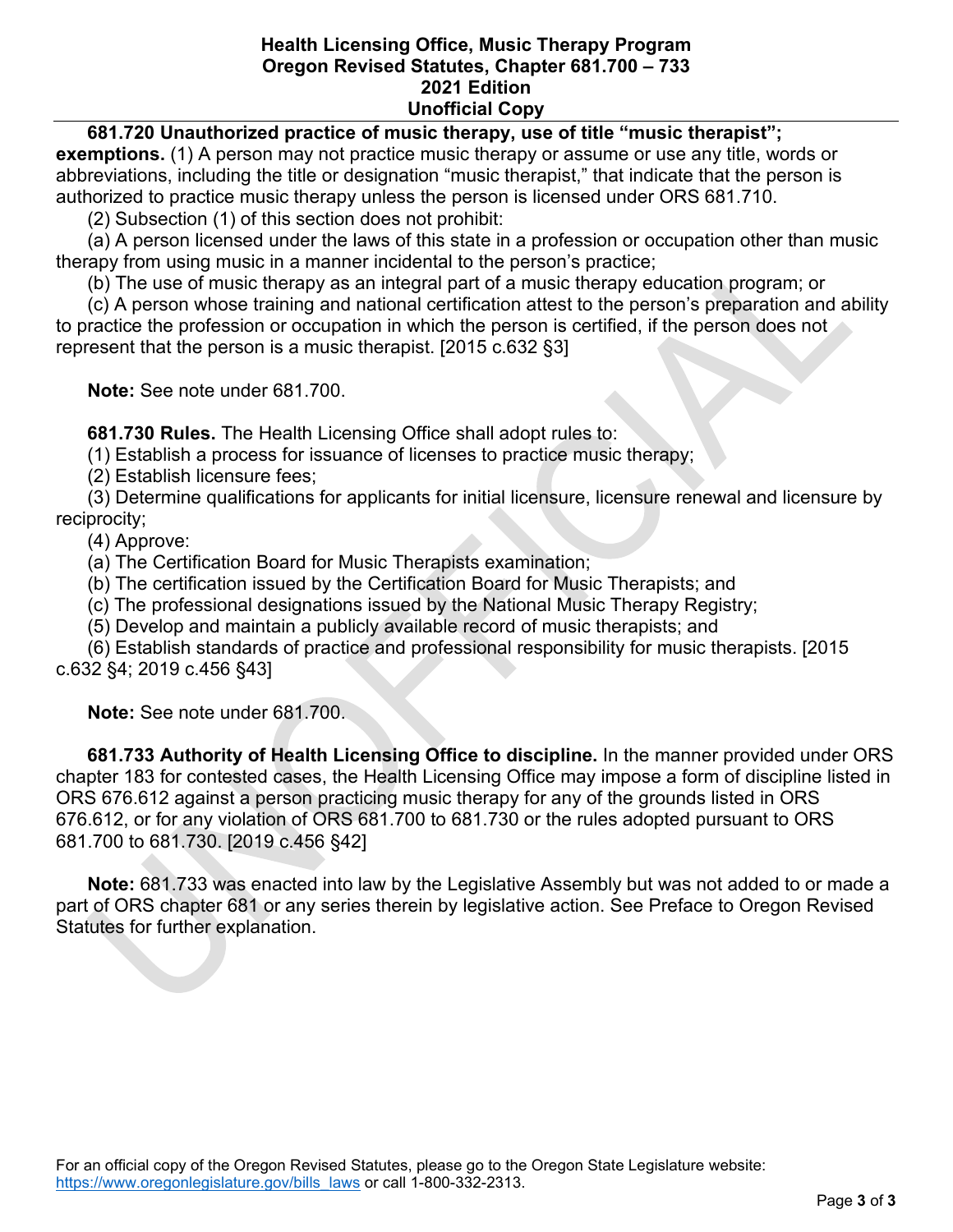**681.720 Unauthorized practice of music therapy, use of title "music therapist"; exemptions.** (1) A person may not practice music therapy or assume or use any title, words or abbreviations, including the title or designation "music therapist," that indicate that the person is authorized to practice music therapy unless the person is licensed under ORS 681.710.

(2) Subsection (1) of this section does not prohibit:

(a) A person licensed under the laws of this state in a profession or occupation other than music therapy from using music in a manner incidental to the person's practice;

(b) The use of music therapy as an integral part of a music therapy education program; or

(c) A person whose training and national certification attest to the person's preparation and ability to practice the profession or occupation in which the person is certified, if the person does not represent that the person is a music therapist. [2015 c.632 §3]

**Note:** See note under 681.700.

**681.730 Rules.** The Health Licensing Office shall adopt rules to:

(1) Establish a process for issuance of licenses to practice music therapy;

(2) Establish licensure fees;

(3) Determine qualifications for applicants for initial licensure, licensure renewal and licensure by reciprocity;

(4) Approve:

(a) The Certification Board for Music Therapists examination;

(b) The certification issued by the Certification Board for Music Therapists; and

(c) The professional designations issued by the National Music Therapy Registry;

(5) Develop and maintain a publicly available record of music therapists; and

(6) Establish standards of practice and professional responsibility for music therapists. [2015 c.632 §4; 2019 c.456 §43]

**Note:** See note under 681.700.

**681.733 Authority of Health Licensing Office to discipline.** In the manner provided under ORS chapter 183 for contested cases, the Health Licensing Office may impose a form of discipline listed in ORS 676.612 against a person practicing music therapy for any of the grounds listed in ORS 676.612, or for any violation of ORS 681.700 to 681.730 or the rules adopted pursuant to ORS 681.700 to 681.730. [2019 c.456 §42]

**Note:** 681.733 was enacted into law by the Legislative Assembly but was not added to or made a part of ORS chapter 681 or any series therein by legislative action. See Preface to Oregon Revised Statutes for further explanation.

For an official copy of the Oregon Revised Statutes, please go to the Oregon State Legislature website: https://www.oregonlegislature.gov/bills_laws or call 1-800-332-2313.